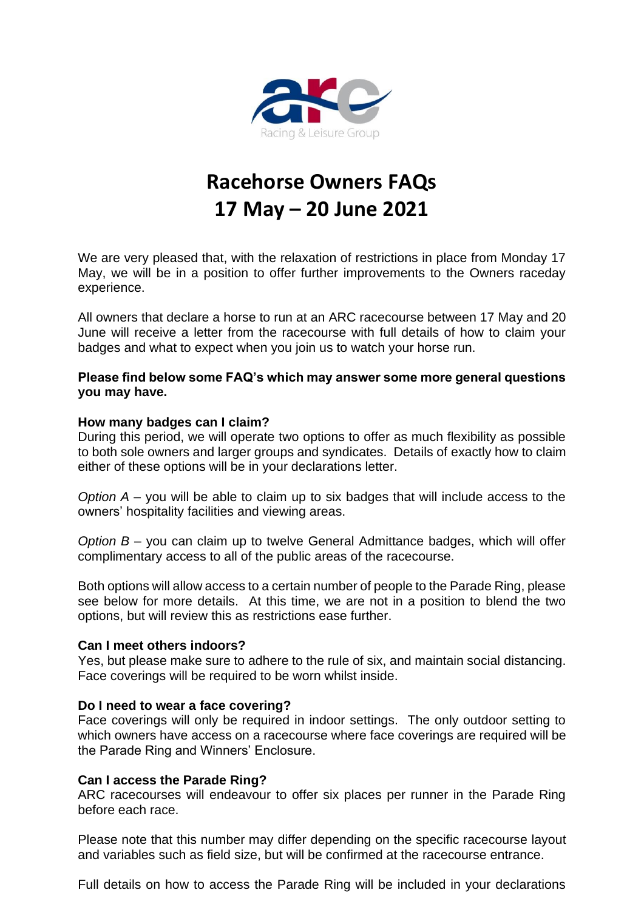arc

Racing & Leisure Group

# Racehorse Owners FAQs
# 17 May – 20 June 2021

We are very pleased that, with the relaxation of restrictions in place from Monday 17 May, we will be in a position to offer further improvements to the Owners raceday experience.

All owners that declare a horse to run at an ARC racecourse between 17 May and 20 June will receive a letter from the racecourse with full details of how to claim your badges and what to expect when you join us to watch your horse run.

**Please find below some FAQ's which may answer some more general questions you may have.**

**How many badges can I claim?**
During this period, we will operate two options to offer as much flexibility as possible to both sole owners and larger groups and syndicates. Details of exactly how to claim either of these options will be in your declarations letter.

*Option A* – you will be able to claim up to six badges that will include access to the owners' hospitality facilities and viewing areas.

*Option B* – you can claim up to twelve General Admittance badges, which will offer complimentary access to all of the public areas of the racecourse.

Both options will allow access to a certain number of people to the Parade Ring, please see below for more details. At this time, we are not in a position to blend the two options, but will review this as restrictions ease further.

**Can I meet others indoors?**
Yes, but please make sure to adhere to the rule of six, and maintain social distancing. Face coverings will be required to be worn whilst inside.

**Do I need to wear a face covering?**
Face coverings will only be required in indoor settings. The only outdoor setting to which owners have access on a racecourse where face coverings are required will be the Parade Ring and Winners' Enclosure.

**Can I access the Parade Ring?**
ARC racecourses will endeavour to offer six places per runner in the Parade Ring before each race.

Please note that this number may differ depending on the specific racecourse layout and variables such as field size, but will be confirmed at the racecourse entrance.

Full details on how to access the Parade Ring will be included in your declarations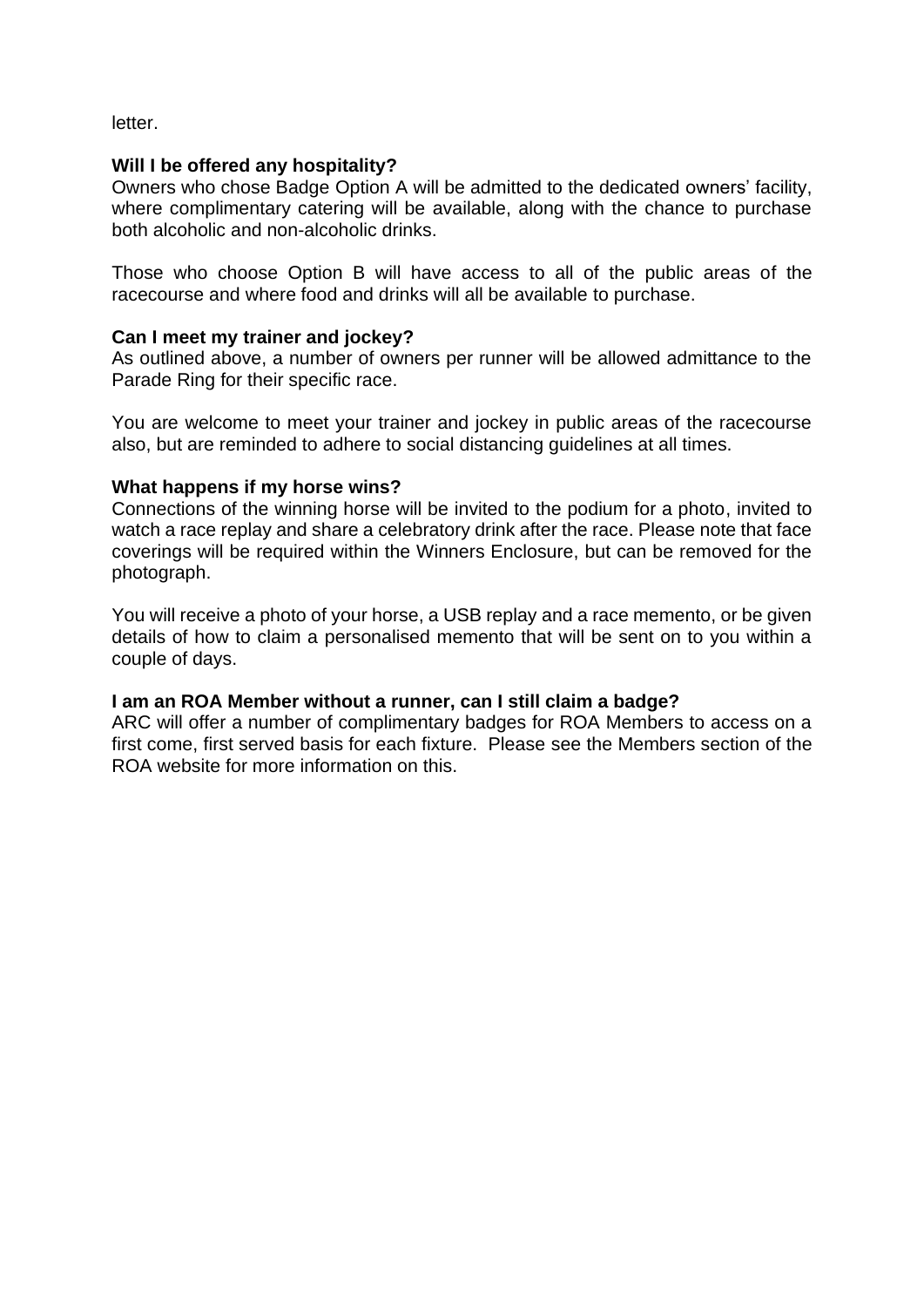letter.

**Will I be offered any hospitality?**

Owners who chose Badge Option A will be admitted to the dedicated owners' facility, where complimentary catering will be available, along with the chance to purchase both alcoholic and non-alcoholic drinks.

Those who choose Option B will have access to all of the public areas of the racecourse and where food and drinks will all be available to purchase.

**Can I meet my trainer and jockey?**

As outlined above, a number of owners per runner will be allowed admittance to the Parade Ring for their specific race.

You are welcome to meet your trainer and jockey in public areas of the racecourse also, but are reminded to adhere to social distancing guidelines at all times.

**What happens if my horse wins?**

Connections of the winning horse will be invited to the podium for a photo, invited to watch a race replay and share a celebratory drink after the race. Please note that face coverings will be required within the Winners Enclosure, but can be removed for the photograph.

You will receive a photo of your horse, a USB replay and a race memento, or be given details of how to claim a personalised memento that will be sent on to you within a couple of days.

**I am an ROA Member without a runner, can I still claim a badge?**

ARC will offer a number of complimentary badges for ROA Members to access on a first come, first served basis for each fixture. Please see the Members section of the ROA website for more information on this.